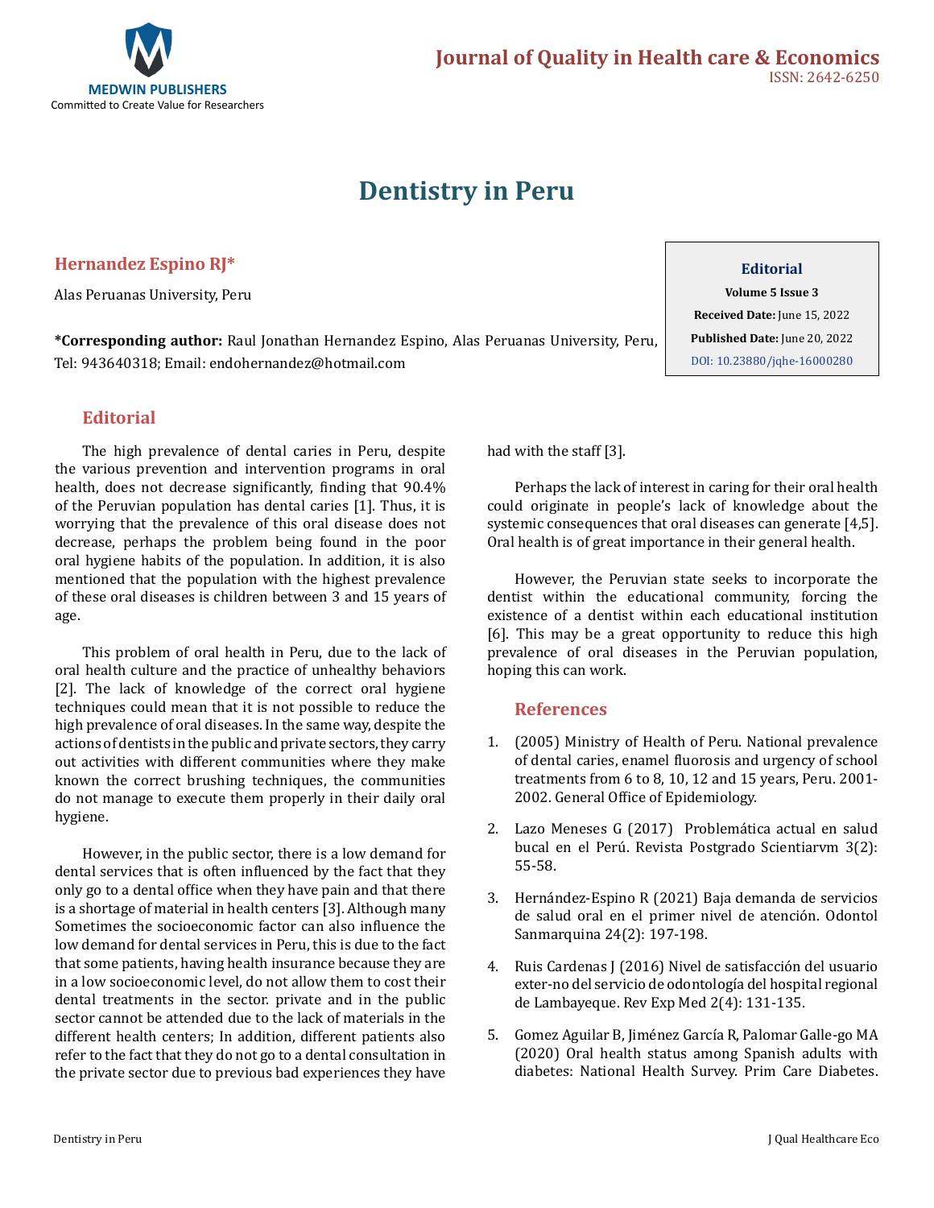# Dentistry in Peru

## Hernandez Espino RJ*

Alas Peruanas University, Peru

**\*Corresponding author:** Raul Jonathan Hernandez Espino, Alas Peruanas University, Peru, Tel: 943640318; Email: endohernandez@hotmail.com

**Editorial**
**Volume 5 Issue 3**
**Received Date:** June 15, 2022
**Published Date:** June 20, 2022
DOI: 10.23880/jqhe-16000280

## Editorial

The high prevalence of dental caries in Peru, despite the various prevention and intervention programs in oral health, does not decrease significantly, finding that 90.4% of the Peruvian population has dental caries [1]. Thus, it is worrying that the prevalence of this oral disease does not decrease, perhaps the problem being found in the poor oral hygiene habits of the population. In addition, it is also mentioned that the population with the highest prevalence of these oral diseases is children between 3 and 15 years of age.

This problem of oral health in Peru, due to the lack of oral health culture and the practice of unhealthy behaviors [2]. The lack of knowledge of the correct oral hygiene techniques could mean that it is not possible to reduce the high prevalence of oral diseases. In the same way, despite the actions of dentists in the public and private sectors, they carry out activities with different communities where they make known the correct brushing techniques, the communities do not manage to execute them properly in their daily oral hygiene.

However, in the public sector, there is a low demand for dental services that is often influenced by the fact that they only go to a dental office when they have pain and that there is a shortage of material in health centers [3]. Although many Sometimes the socioeconomic factor can also influence the low demand for dental services in Peru, this is due to the fact that some patients, having health insurance because they are in a low socioeconomic level, do not allow them to cost their dental treatments in the sector. private and in the public sector cannot be attended due to the lack of materials in the different health centers; In addition, different patients also refer to the fact that they do not go to a dental consultation in the private sector due to previous bad experiences they have had with the staff [3].

Perhaps the lack of interest in caring for their oral health could originate in people's lack of knowledge about the systemic consequences that oral diseases can generate [4,5]. Oral health is of great importance in their general health.

However, the Peruvian state seeks to incorporate the dentist within the educational community, forcing the existence of a dentist within each educational institution [6]. This may be a great opportunity to reduce this high prevalence of oral diseases in the Peruvian population, hoping this can work.

## References

1. (2005) Ministry of Health of Peru. National prevalence of dental caries, enamel fluorosis and urgency of school treatments from 6 to 8, 10, 12 and 15 years, Peru. 2001-2002. General Office of Epidemiology.
2. Lazo Meneses G (2017) Problemática actual en salud bucal en el Perú. Revista Postgrado Scientiarvm 3(2): 55-58.
3. Hernández-Espino R (2021) Baja demanda de servicios de salud oral en el primer nivel de atención. Odontol Sanmarquina 24(2): 197-198.
4. Ruis Cardenas J (2016) Nivel de satisfacción del usuario exter-no del servicio de odontología del hospital regional de Lambayeque. Rev Exp Med 2(4): 131-135.
5. Gomez Aguilar B, Jiménez García R, Palomar Galle-go MA (2020) Oral health status among Spanish adults with diabetes: National Health Survey. Prim Care Diabetes.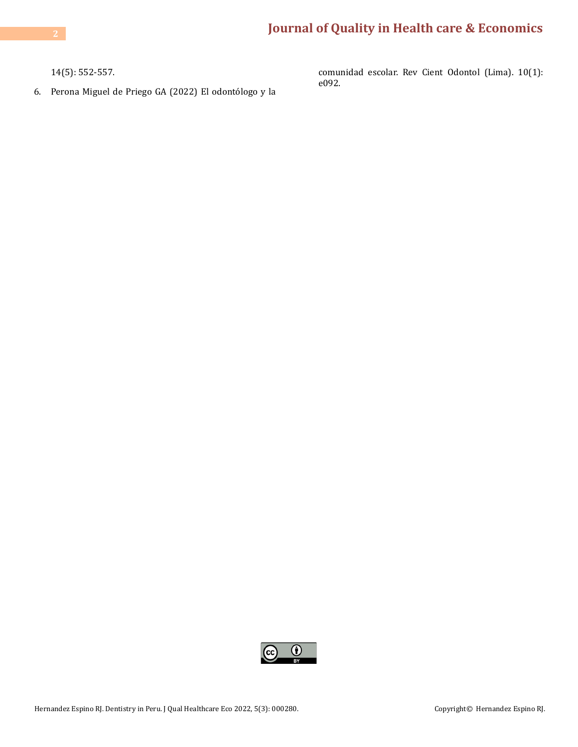14(5): 552-557.

6. Perona Miguel de Priego GA (2022) El odontólogo y la comunidad escolar. Rev Cient Odontol (Lima). 10(1): e092.